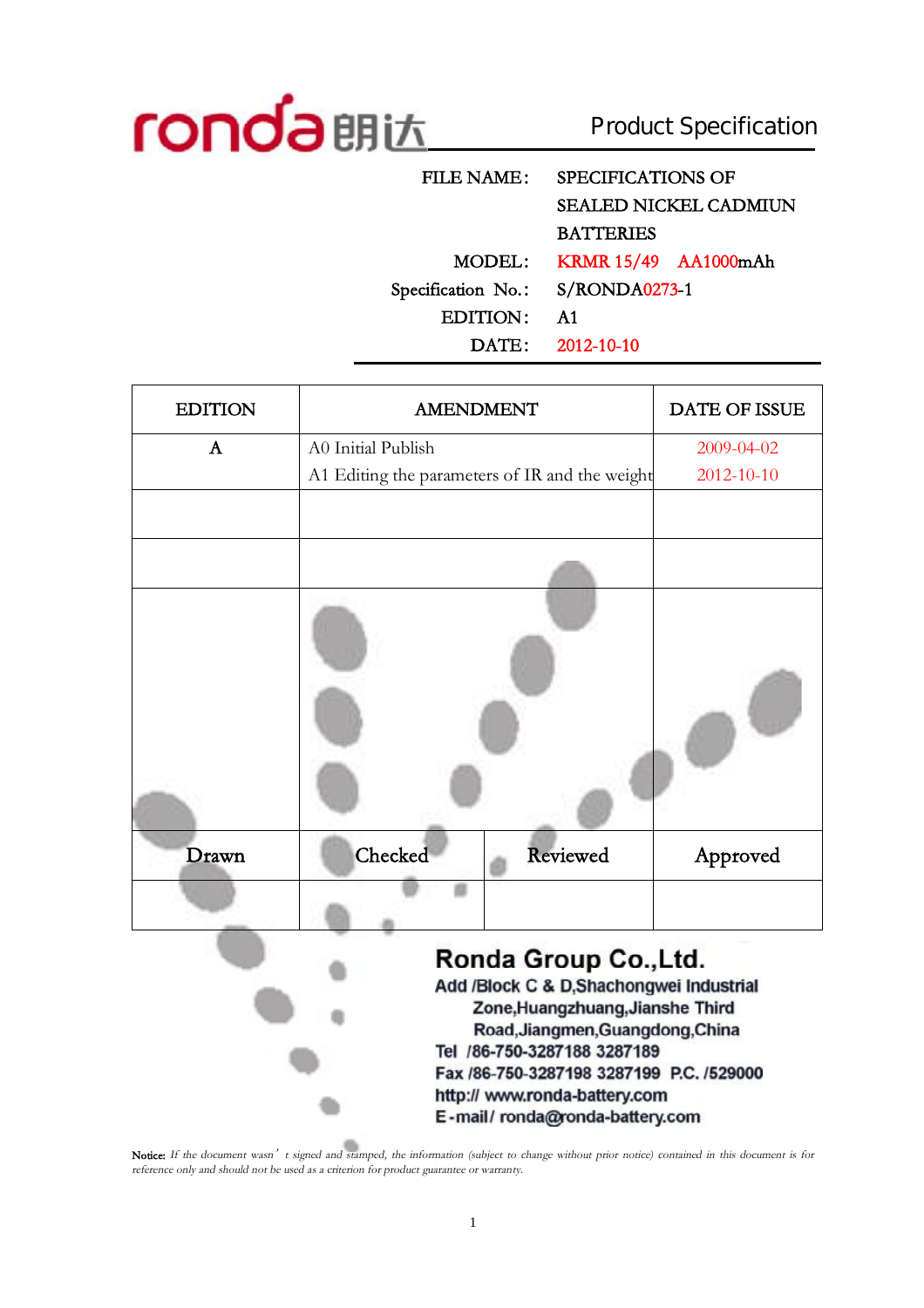ronda 朗达

# Product Specification

| | |
|---|---|
| FILE NAME: | SPECIFICATIONS OF SEALED NICKEL CADMIUN BATTERIES |
| MODEL: | KRMR 15/49 AA1000mAh |
| Specification No.: | S/RONDA0273-1 |
| EDITION: | A1 |
| DATE: | 2012-10-10 |

| EDITION | AMENDMENT | | DATE OF ISSUE |
|---|---|---|---|
| A | A0 Initial Publish<br>A1 Editing the parameters of IR and the weight | | 2009-04-02<br>2012-10-10 |
| | | | |
| | | | |
| | | | |
| Drawn | Checked | Reviewed | Approved |
| | | | |

**Ronda Group Co.,Ltd.**

Add /Block C & D,Shachongwei Industrial Zone,Huangzhuang,Jianshe Third Road,Jiangmen,Guangdong,China

Tel /86-750-3287188 3287189

Fax /86-750-3287198 3287199 P.C. /529000

http:// www.ronda-battery.com

E-mail/ ronda@ronda-battery.com

Notice: *If the document wasn't signed and stamped, the information (subject to change without prior notice) contained in this document is for reference only and should not be used as a criterion for product guarantee or warranty.*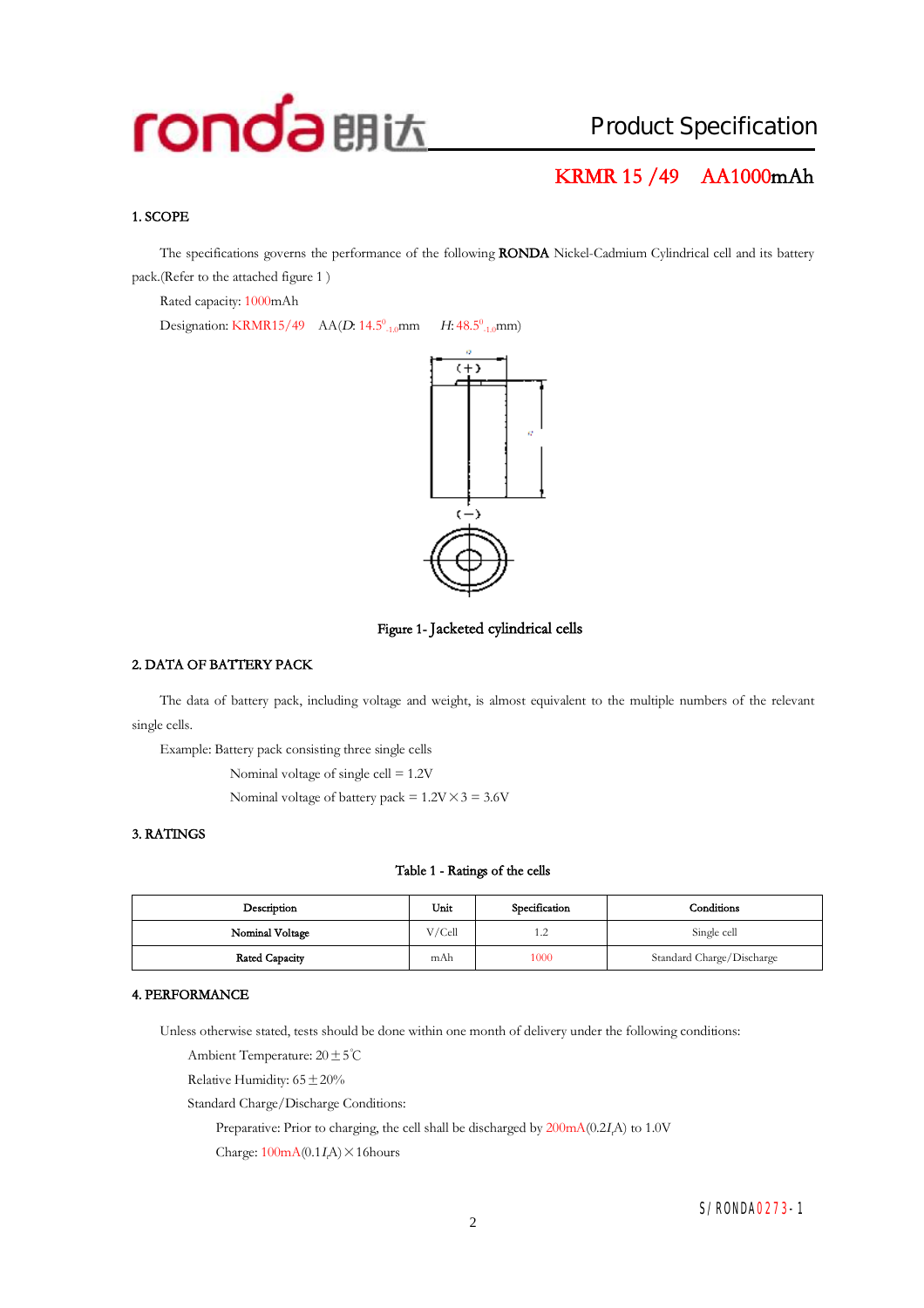# Product Specification

## KRMR 15 /49　AA1000mAh

### 1. SCOPE

The specifications governs the performance of the following **RONDA** Nickel-Cadmium Cylindrical cell and its battery pack.(Refer to the attached figure 1 )

Rated capacity: 1000mAh

Designation: KRMR15/49　AA($D$: $14.5^{0}_{-1.0}$mm　$H$: $48.5^{0}_{-1.0}$mm)

Figure 1- Jacketed cylindrical cells

### 2. DATA OF BATTERY PACK

The data of battery pack, including voltage and weight, is almost equivalent to the multiple numbers of the relevant single cells.

Example: Battery pack consisting three single cells

Nominal voltage of single cell = 1.2V

Nominal voltage of battery pack = 1.2V×3 = 3.6V

### 3. RATINGS

Table 1 - Ratings of the cells

| Description | Unit | Specification | Conditions |
|---|---|---|---|
| Nominal Voltage | V/Cell | 1.2 | Single cell |
| Rated Capacity | mAh | 1000 | Standard Charge/Discharge |

### 4. PERFORMANCE

Unless otherwise stated, tests should be done within one month of delivery under the following conditions:

Ambient Temperature: 20±5℃

Relative Humidity: 65±20%

Standard Charge/Discharge Conditions:

Preparative: Prior to charging, the cell shall be discharged by 200mA(0.2$I_t$A) to 1.0V

Charge: 100mA(0.1$I_t$A)×16hours

S/RONDA0273-1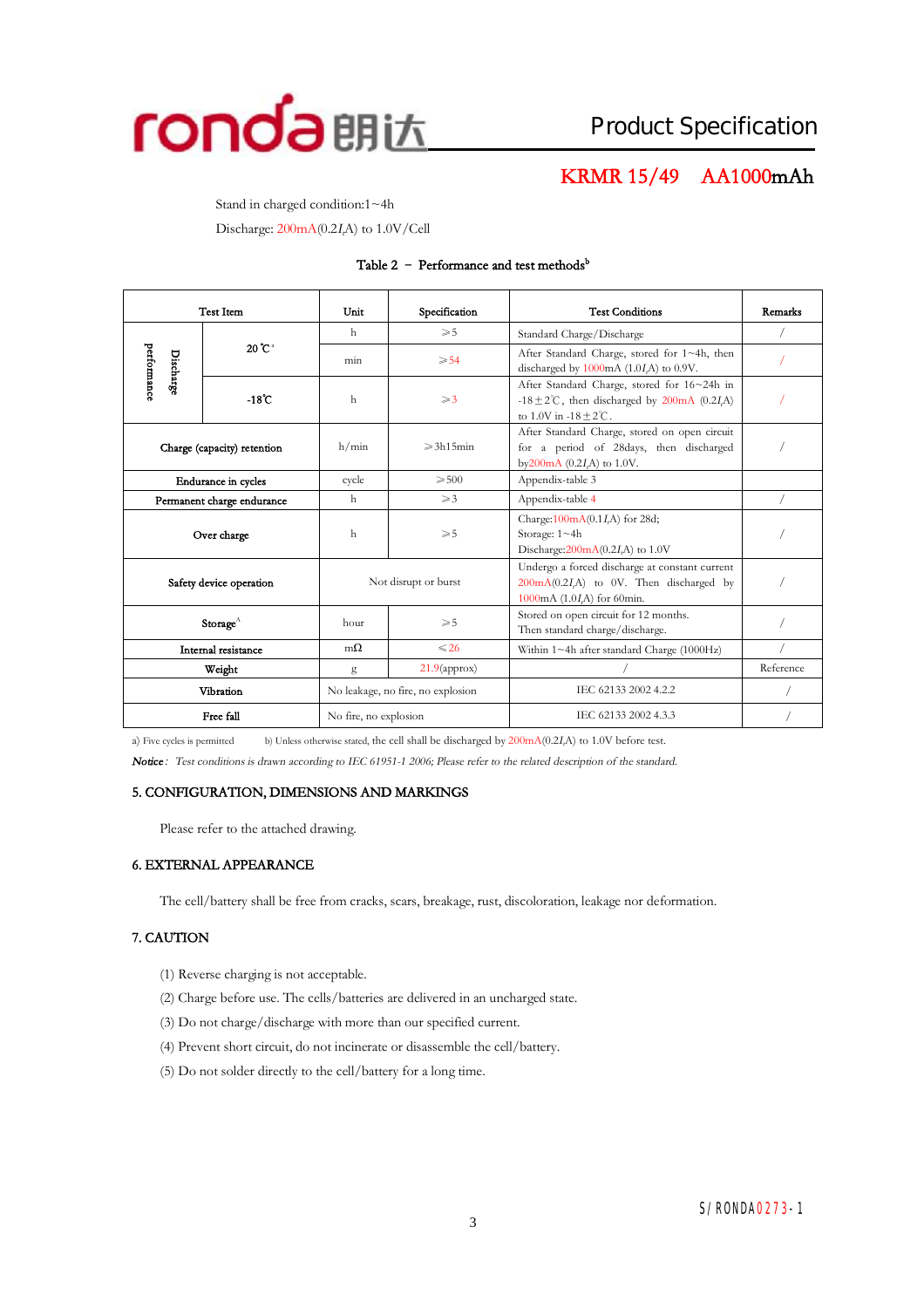Stand in charged condition:1~4h

Discharge: 200mA(0.2$I_t$A) to 1.0V/Cell

Table 2 – Performance and test methods[b]

| Test Item | | | Unit | Specification | Test Conditions | Remarks |
|---|---|---|---|---|---|---|
| Discharge performance | 20℃[a] | | h | ≥5 | Standard Charge/Discharge | / |
| | | | min | ≥54 | After Standard Charge, stored for 1~4h, then discharged by 1000mA (1.0$I_t$A) to 0.9V. | / |
| | -18℃ | | h | ≥3 | After Standard Charge, stored for 16~24h in -18±2℃, then discharged by 200mA (0.2$I_t$A) to 1.0V in -18±2℃. | / |
| Charge (capacity) retention | | | h/min | ≥3h15min | After Standard Charge, stored on open circuit for a period of 28days, then discharged by200mA (0.2$I_t$A) to 1.0V. | / |
| Endurance in cycles | | | cycle | ≥500 | Appendix-table 3 | |
| Permanent charge endurance | | | h | ≥3 | Appendix-table 4 | / |
| Over charge | | | h | ≥5 | Charge:100mA(0.1$I_t$A) for 28d; Storage: 1~4h Discharge:200mA(0.2$I_t$A) to 1.0V | / |
| Safety device operation | | | Not disrupt or burst | | Undergo a forced discharge at constant current 200mA(0.2$I_t$A) to 0V. Then discharged by 1000mA (1.0$I_t$A) for 60min. | / |
| Storage[A] | | | hour | ≥5 | Stored on open circuit for 12 months. Then standard charge/discharge. | / |
| Internal resistance | | | mΩ | ≤26 | Within 1~4h after standard Charge (1000Hz) | / |
| Weight | | | g | 21.9(approx) | / | Reference |
| Vibration | | | No leakage, no fire, no explosion | | IEC 62133 2002 4.2.2 | / |
| Free fall | | | No fire, no explosion | | IEC 62133 2002 4.3.3 | / |

a) Five cycles is permitted  b) Unless otherwise stated, the cell shall be discharged by 200mA(0.2$I_t$A) to 1.0V before test.

*Notice: Test conditions is drawn according to IEC 61951-1 2006; Please refer to the related description of the standard.*

## 5. CONFIGURATION, DIMENSIONS AND MARKINGS

Please refer to the attached drawing.

## 6. EXTERNAL APPEARANCE

The cell/battery shall be free from cracks, scars, breakage, rust, discoloration, leakage nor deformation.

## 7. CAUTION

(1) Reverse charging is not acceptable.

(2) Charge before use. The cells/batteries are delivered in an uncharged state.

(3) Do not charge/discharge with more than our specified current.

(4) Prevent short circuit, do not incinerate or disassemble the cell/battery.

(5) Do not solder directly to the cell/battery for a long time.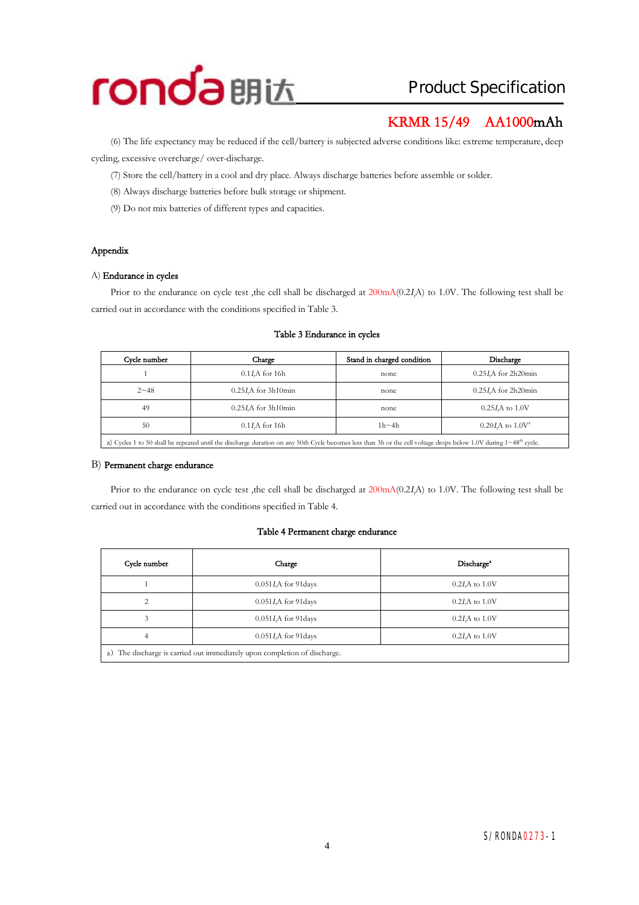(6) The life expectancy may be reduced if the cell/battery is subjected adverse conditions like: extreme temperature, deep cycling, excessive overcharge/ over-discharge.

(7) Store the cell/battery in a cool and dry place. Always discharge batteries before assemble or solder.

(8) Always discharge batteries before bulk storage or shipment.

(9) Do not mix batteries of different types and capacities.

## Appendix

### A) Endurance in cycles

Prior to the endurance on cycle test ,the cell shall be discharged at 200mA(0.2$I_t$A) to 1.0V. The following test shall be carried out in accordance with the conditions specified in Table 3.

Table 3 Endurance in cycles

| Cycle number | Charge | Stand in charged condition | Discharge |
|---|---|---|---|
| 1 | 0.1$I_t$A for 16h | none | 0.25$I_t$A for 2h20min |
| 2~48 | 0.25$I_t$A for 3h10min | none | 0.25$I_t$A for 2h20min |
| 49 | 0.25$I_t$A for 3h10min | none | 0.25$I_t$A to 1.0V |
| 50 | 0.1$I_t$A for 16h | 1h~4h | 0.20$I_t$A to 1.0V[a] |
| a) Cycles 1 to 50 shall be repeated until the discharge duration on any 50th Cycle becomes less than 3h or the cell voltage drops below 1.0V during 1~48th cycle. | | | |

### B) Permanent charge endurance

Prior to the endurance on cycle test ,the cell shall be discharged at 200mA(0.2$I_t$A) to 1.0V. The following test shall be carried out in accordance with the conditions specified in Table 4.

Table 4 Permanent charge endurance

| Cycle number | Charge | Discharge[a] |
|---|---|---|
| 1 | 0.051$I_t$A for 91days | 0.2$I_t$A to 1.0V |
| 2 | 0.051$I_t$A for 91days | 0.2$I_t$A to 1.0V |
| 3 | 0.051$I_t$A for 91days | 0.2$I_t$A to 1.0V |
| 4 | 0.051$I_t$A for 91days | 0.2$I_t$A to 1.0V |
| a) The discharge is carried out immediately upon completion of discharge. | | |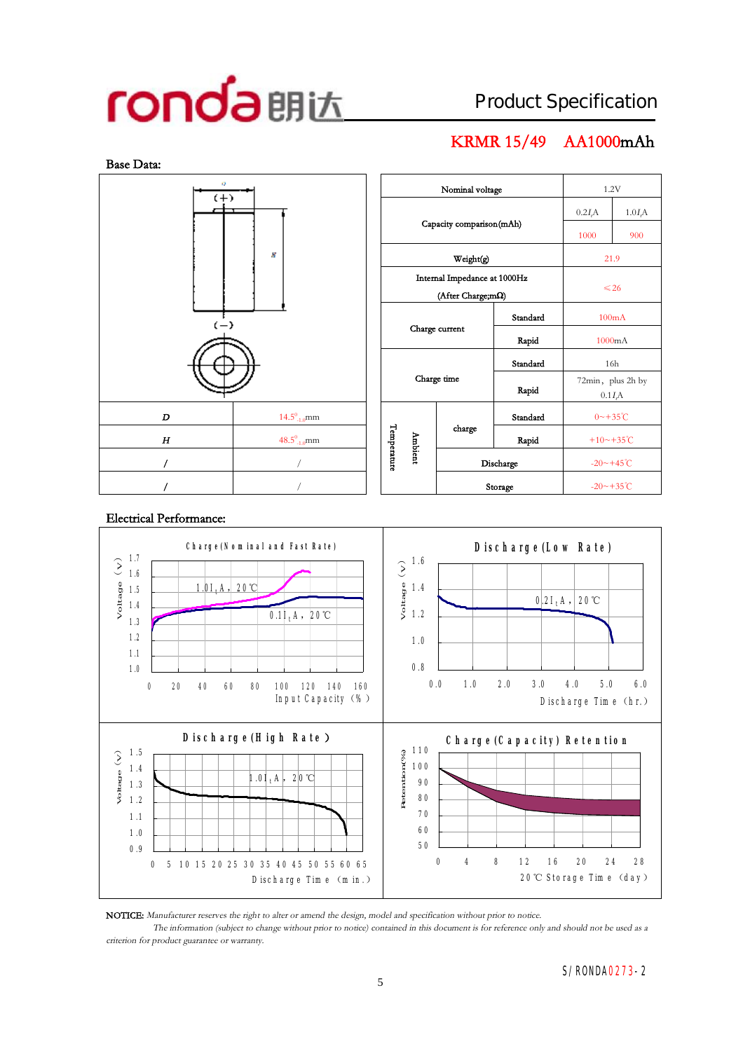# ronda 朗达

## Product Specification

### KRMR 15/49 AA1000mAh

**Base Data:**

| | |
|---|---|
| D | $14.5^{0}_{-1.0}$mm |
| H | $48.5^{0}_{-1.0}$mm |
| / | / |
| / | / |

| | | | |
|---|---|---|---|
| Nominal voltage | | 1.2V | |
| Capacity comparison(mAh) | | $0.2I_tA$ | $1.0I_tA$ |
| | | 1000 | 900 |
| Weight(g) | | 21.9 | |
| Internal Impedance at 1000Hz (After Charge;mΩ) | | ≤26 | |
| Charge current | Standard | 100mA | |
| | Rapid | 1000mA | |
| Charge time | Standard | 16h | |
| | Rapid | 72min, plus 2h by $0.1I_tA$ | |
| Ambient Temperature – charge | Standard | 0~+35℃ | |
| | Rapid | +10~+35℃ | |
| Ambient Temperature – Discharge | | -20~+45℃ | |
| Ambient Temperature – Storage | | -20~+35℃ | |

**Electrical Performance:**

Charge (Nominal and Fast Rate) — Voltage (V) vs Input Capacity (%); curves: $1.0I_tA$, 20℃ and $0.1I_tA$, 20℃

Discharge (Low Rate) — Voltage (V) vs Discharge Time (hr.); curve: $0.2I_tA$, 20℃

Discharge (High Rate) — Voltage (V) vs Discharge Time (min.); curve: $1.0I_tA$, 20℃

Charge (Capacity) Retention — Retention (%) vs 20℃ Storage Time (day)

NOTICE: *Manufacturer reserves the right to alter or amend the design, model and specification without prior to notice.*

*The information (subject to change without prior to notice) contained in this document is for reference only and should not be used as a criterion for product guarantee or warranty.*

S/RONDA0273-2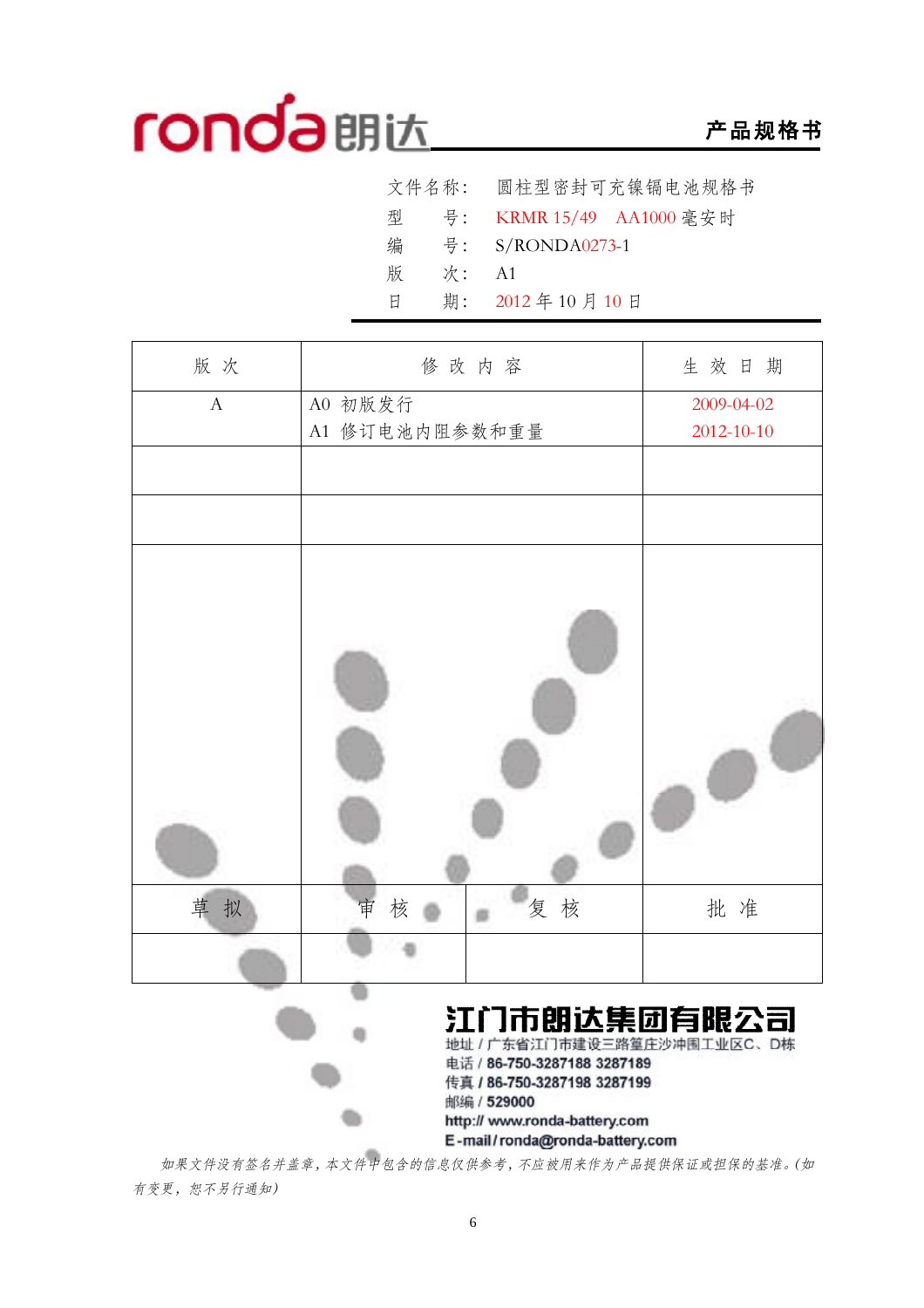ronda朗达 **产品规格书**

文件名称： 圆柱型密封可充镍镉电池规格书
型　　号： KRMR 15/49　AA1000 毫安时
编　　号： S/RONDA0273-1
版　　次： A1
日　　期： 2012 年 10 月 10 日

| 版 次 | 修 改 内 容 | 生 效 日 期 |
|---|---|---|
| A | A0 初版发行<br>A1 修订电池内阻参数和重量 | 2009-04-02<br>2012-10-10 |
| | | |
| | | |
| | | |

| 草 拟 | 审 核 | 复 核 | 批 准 |
|---|---|---|---|
| | | | |

**江门市朗达集团有限公司**
地址 / 广东省江门市建设三路篁庄沙冲围工业区C、D栋
电话 / 86-750-3287188 3287189
传真 / 86-750-3287198 3287199
邮编 / 529000
http:// www.ronda-battery.com
E-mail / ronda@ronda-battery.com

*如果文件没有签名并盖章，本文件中包含的信息仅供参考，不应被用来作为产品提供保证或担保的基准。(如有变更，恕不另行通知)*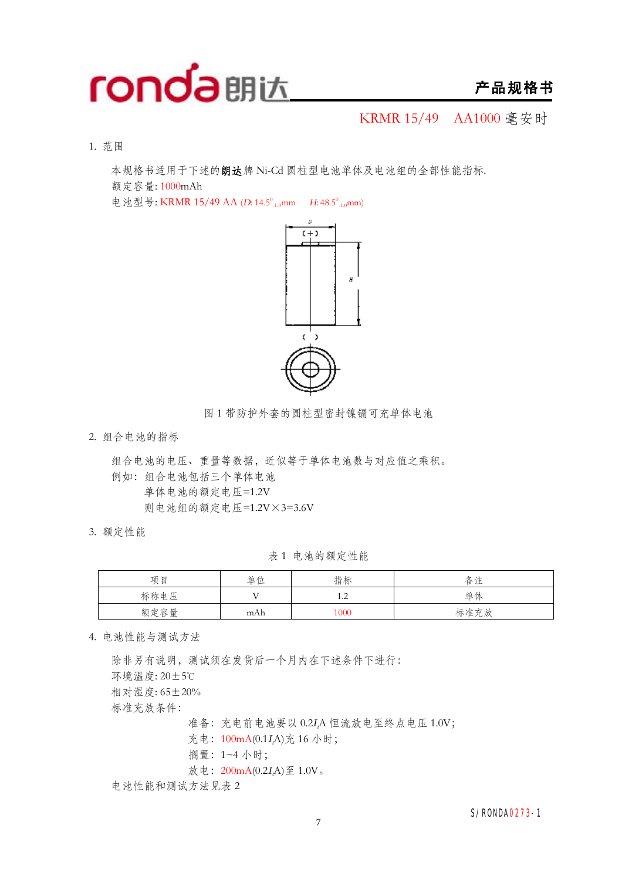# 产品规格书

KRMR 15/49　AA1000 毫安时

## 1. 范围

本规格书适用于下述的**朗达**牌 Ni-Cd 圆柱型电池单体及电池组的全部性能指标.

额定容量: 1000mAh

电池型号: KRMR 15/49 AA ($D$: $14.5^{0}_{-1.0}$mm　$H$: $48.5^{0}_{-1.0}$mm)

图 1 带防护外套的圆柱型密封镍镉可充单体电池

## 2. 组合电池的指标

组合电池的电压、重量等数据，近似等于单体电池数与对应值之乘积。

例如：组合电池包括三个单体电池

　　单体电池的额定电压=1.2V

　　则电池组的额定电压=1.2V×3=3.6V

## 3. 额定性能

表 1 电池的额定性能

| 项目 | 单位 | 指标 | 备注 |
|---|---|---|---|
| 标称电压 | V | 1.2 | 单体 |
| 额定容量 | mAh | 1000 | 标准充放 |

## 4. 电池性能与测试方法

除非另有说明，测试须在发货后一个月内在下述条件下进行：

环境温度: 20±5℃

相对湿度: 65±20%

标准充放条件:

　　准备：充电前电池要以 $0.2I_tA$ 恒流放电至终点电压 1.0V;

　　充电：100mA($0.1I_tA$)充 16 小时;

　　搁置：1~4 小时;

　　放电：200mA($0.2I_tA$)至 1.0V。

电池性能和测试方法见表 2

S/RONDA0273-1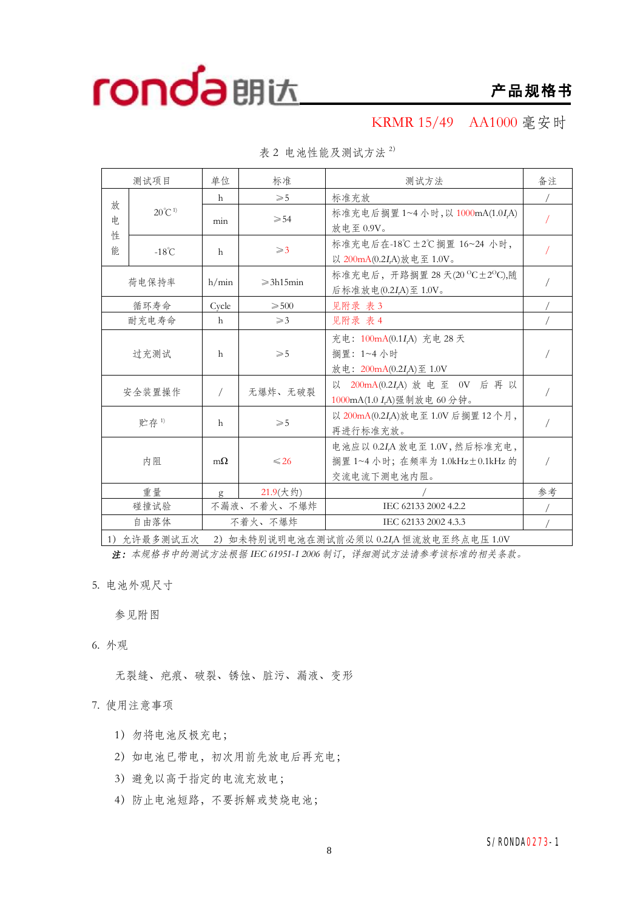KRMR 15/49　AA1000 毫安时

表 2 电池性能及测试方法 2)

| 测试项目 | | 单位 | 标准 | 测试方法 | 备注 |
|---|---|---|---|---|---|
| 放电性能 | 20℃ 1) | h | ≥5 | 标准充放 | / |
| | | min | ≥54 | 标准充电后搁置 1~4 小时，以 1000mA(1.0$I_t$A)放电至 0.9V。 | / |
| | -18℃ | h | ≥3 | 标准充电后在-18℃ ±2℃ 搁置 16~24 小时，以 200mA(0.2$I_t$A)放电至 1.0V。 | / |
| 荷电保持率 | | h/min | ≥3h15min | 标准充电后，开路搁置 28 天(20 ℃±2℃),随后标准放电(0.2$I_t$A)至 1.0V。 | / |
| 循环寿命 | | Cycle | ≥500 | 见附录 表 3 | / |
| 耐充电寿命 | | h | ≥3 | 见附录 表 4 | / |
| 过充测试 | | h | ≥5 | 充电：100mA(0.1$I_t$A) 充电 28 天<br>搁置：1~4 小时<br>放电：200mA(0.2$I_t$A)至 1.0V | / |
| 安全装置操作 | | / | 无爆炸、无破裂 | 以 200mA(0.2$I_t$A) 放电至 0V 后再以 1000mA(1.0 $I_t$A)强制放电 60 分钟。 | / |
| 贮存 1) | | h | ≥5 | 以 200mA(0.2$I_t$A)放电至 1.0V 后搁置 12 个月，再进行标准充放。 | / |
| 内阻 | | mΩ | ≤26 | 电池应以 0.2$I_t$A 放电至 1.0V，然后标准充电，搁置 1~4 小时；在频率为 1.0kHz±0.1kHz 的交流电流下测电池内阻。 | / |
| 重量 | | g | 21.9(大约) | / | 参考 |
| 碰撞试验 | | 不漏液、不着火、不爆炸 | | IEC 62133 2002 4.2.2 | / |
| 自由落体 | | 不着火、不爆炸 | | IEC 62133 2002 4.3.3 | / |

1）允许最多测试五次　2）如未特别说明电池在测试前必须以 0.2$I_t$A 恒流放电至终点电压 1.0V

*注：本规格书中的测试方法根据 IEC 61951-1 2006 制订，详细测试方法请参考该标准的相关条款。*

5. 电池外观尺寸

参见附图

6. 外观

无裂缝、疤痕、破裂、锈蚀、脏污、漏液、变形

7. 使用注意事项

1）勿将电池反极充电；

2）如电池已带电，初次用前先放电后再充电；

3）避免以高于指定的电流充放电；

4）防止电池短路，不要拆解或焚烧电池；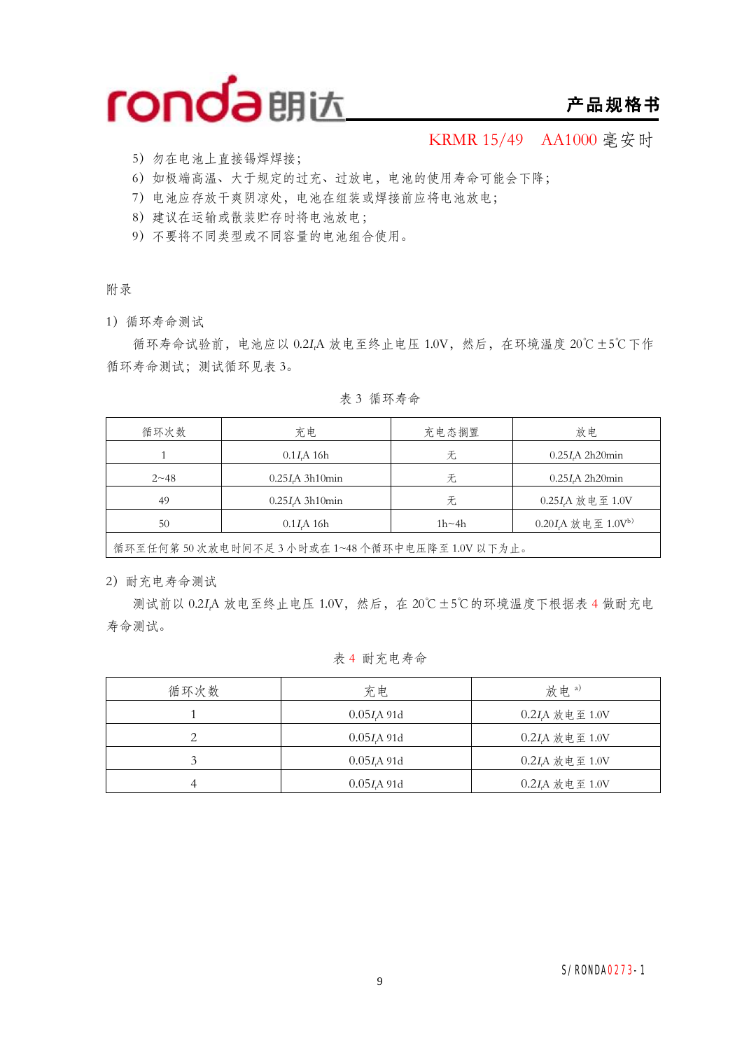5）勿在电池上直接锡焊焊接；

6）如极端高温、大于规定的过充、过放电，电池的使用寿命可能会下降；

7）电池应存放干爽阴凉处，电池在组装或焊接前应将电池放电；

8）建议在运输或散装贮存时将电池放电；

9）不要将不同类型或不同容量的电池组合使用。

附录

1）循环寿命测试

循环寿命试验前，电池应以 0.2$I_t$A 放电至终止电压 1.0V，然后，在环境温度 20℃ ±5℃ 下作循环寿命测试；测试循环见表 3。

表 3 循环寿命

| 循环次数 | 充电 | 充电态搁置 | 放电 |
|---|---|---|---|
| 1 | 0.1$I_t$A 16h | 无 | 0.25$I_t$A 2h20min |
| 2~48 | 0.25$I_t$A 3h10min | 无 | 0.25$I_t$A 2h20min |
| 49 | 0.25$I_t$A 3h10min | 无 | 0.25$I_t$A 放电至 1.0V |
| 50 | 0.1$I_t$A 16h | 1h~4h | 0.20$I_t$A 放电至 1.0V[b] |
| 循环至任何第 50 次放电时间不足 3 小时或在 1~48 个循环中电压降至 1.0V 以下为止。 | | | |

2）耐充电寿命测试

测试前以 0.2$I_t$A 放电至终止电压 1.0V，然后，在 20℃ ±5℃ 的环境温度下根据表 4 做耐充电寿命测试。

表 4 耐充电寿命

| 循环次数 | 充电 | 放电[a] |
|---|---|---|
| 1 | 0.05$I_t$A 91d | 0.2$I_t$A 放电至 1.0V |
| 2 | 0.05$I_t$A 91d | 0.2$I_t$A 放电至 1.0V |
| 3 | 0.05$I_t$A 91d | 0.2$I_t$A 放电至 1.0V |
| 4 | 0.05$I_t$A 91d | 0.2$I_t$A 放电至 1.0V |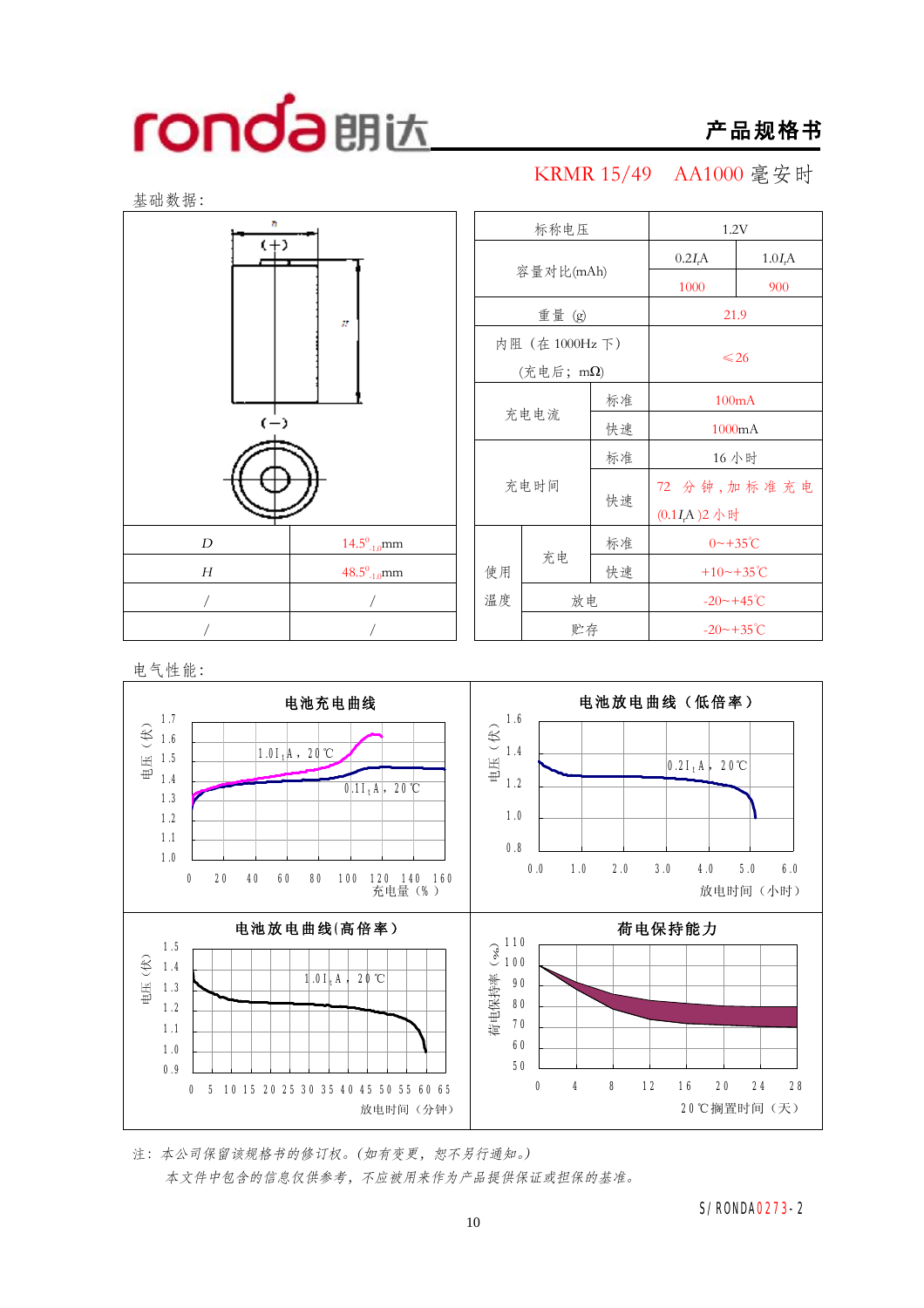ronda朗达 **产品规格书**

KRMR 15/49　AA1000 毫安时

基础数据:

| | |
|---|---|
| D | $14.5^{0}_{-1.0}$mm |
| H | $48.5^{0}_{-1.0}$mm |
| / | / |
| / | / |

| | | | |
|---|---|---|---|
| 标称电压 | | 1.2V | |
| 容量对比(mAh) | | $0.2I_tA$ | $1.0I_tA$ |
| | | 1000 | 900 |
| 重量 (g) | | 21.9 | |
| 内阻（在 1000Hz 下）(充电后；mΩ) | | ≤26 | |
| 充电电流 | 标准 | 100mA | |
| | 快速 | 1000mA | |
| 充电时间 | 标准 | 16 小时 | |
| | 快速 | 72 分钟，加标准充电($0.1I_tA$)2 小时 | |
| 使用温度 | 充电 标准 | 0~+35℃ | |
| | 充电 快速 | +10~+35℃ | |
| | 放电 | -20~+45℃ | |
| | 贮存 | -20~+35℃ | |

电气性能:

**电池充电曲线**

电压（伏）

1.7 1.6 1.5 1.4 1.3 1.2 1.1 1.0

$1.0I_tA$，20℃

$0.1I_tA$，20℃

0 20 40 60 80 100 120 140 160

充电量（%）

**电池放电曲线（低倍率）**

电压（伏）

1.6 1.4 1.2 1.0 0.8

$0.2I_tA$，20℃

0.0 1.0 2.0 3.0 4.0 5.0 6.0

放电时间（小时）

**电池放电曲线(高倍率)**

电压（伏）

1.5 1.4 1.3 1.2 1.1 1.0 0.9

$1.0I_tA$，20℃

0 5 10 15 20 25 30 35 40 45 50 55 60 65

放电时间（分钟）

**荷电保持能力**

荷电保持率（%）

110 100 90 80 70 60 50

0 4 8 12 16 20 24 28

20℃搁置时间（天）

注：本公司保留该规格书的修订权。(如有变更，恕不另行通知。)

本文件中包含的信息仅供参考，不应被用来作为产品提供保证或担保的基准。

S/RONDA0273-2